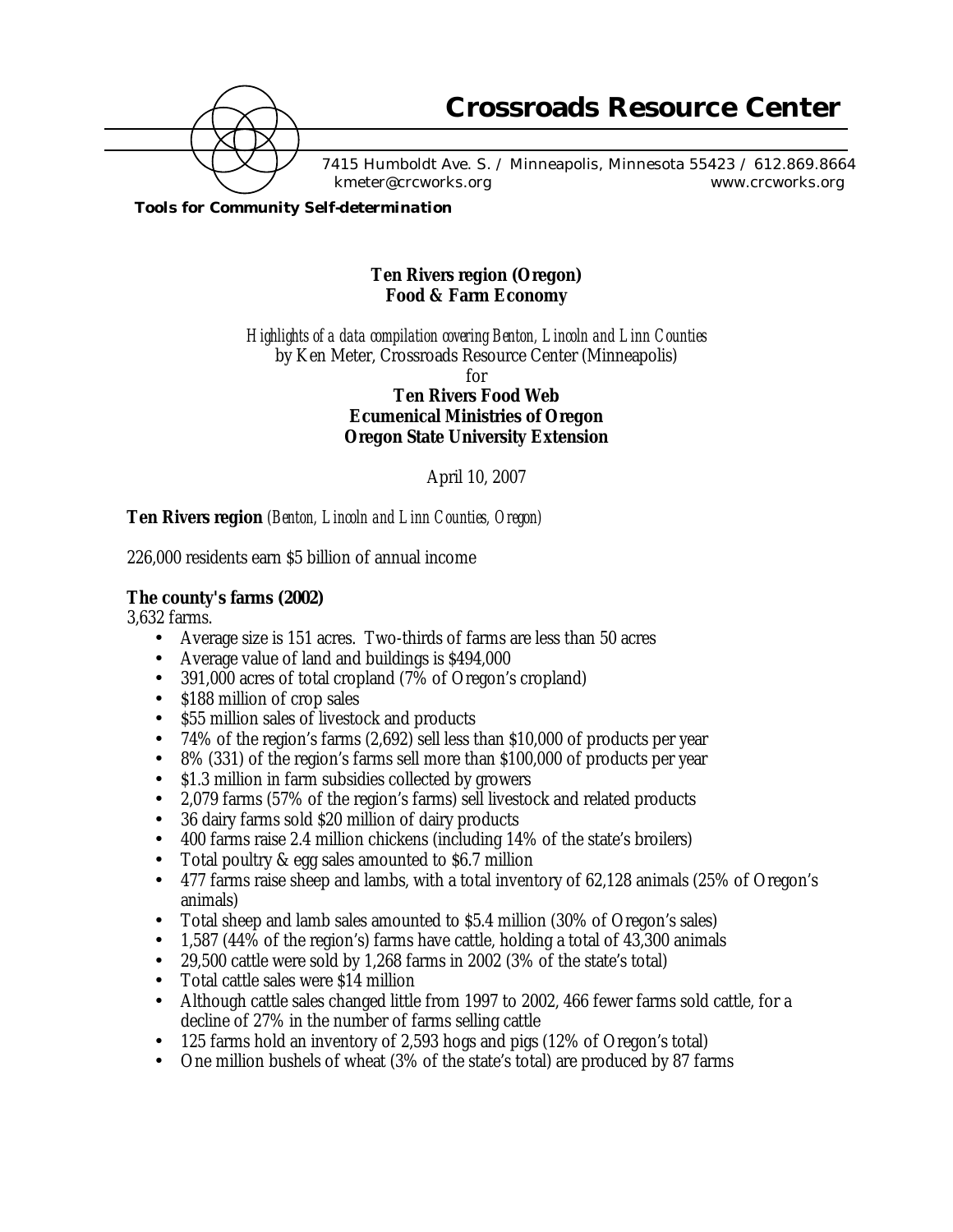# Crossroads Resource Center

7415 Humboldt Ave. S. / Minneapolis, Minnesota 55423 / 612.869.8664
kmeter@crcworks.org www.crcworks.org

**Tools for Community Self-determination**

**Ten Rivers region (Oregon)**
**Food & Farm Economy**

*Highlights of a data compilation covering Benton, Lincoln and Linn Counties*
by Ken Meter, Crossroads Resource Center (Minneapolis)
for
**Ten Rivers Food Web**
**Ecumenical Ministries of Oregon**
**Oregon State University Extension**

April 10, 2007

**Ten Rivers region** *(Benton, Lincoln and Linn Counties, Oregon)*

226,000 residents earn $5 billion of annual income

**The county's farms (2002)**
3,632 farms.

- Average size is 151 acres. Two-thirds of farms are less than 50 acres
- Average value of land and buildings is $494,000
- 391,000 acres of total cropland (7% of Oregon's cropland)
- $188 million of crop sales
- $55 million sales of livestock and products
- 74% of the region's farms (2,692) sell less than $10,000 of products per year
- 8% (331) of the region's farms sell more than $100,000 of products per year
- $1.3 million in farm subsidies collected by growers
- 2,079 farms (57% of the region's farms) sell livestock and related products
- 36 dairy farms sold $20 million of dairy products
- 400 farms raise 2.4 million chickens (including 14% of the state's broilers)
- Total poultry & egg sales amounted to $6.7 million
- 477 farms raise sheep and lambs, with a total inventory of 62,128 animals (25% of Oregon's animals)
- Total sheep and lamb sales amounted to $5.4 million (30% of Oregon's sales)
- 1,587 (44% of the region's) farms have cattle, holding a total of 43,300 animals
- 29,500 cattle were sold by 1,268 farms in 2002 (3% of the state's total)
- Total cattle sales were $14 million
- Although cattle sales changed little from 1997 to 2002, 466 fewer farms sold cattle, for a decline of 27% in the number of farms selling cattle
- 125 farms hold an inventory of 2,593 hogs and pigs (12% of Oregon's total)
- One million bushels of wheat (3% of the state's total) are produced by 87 farms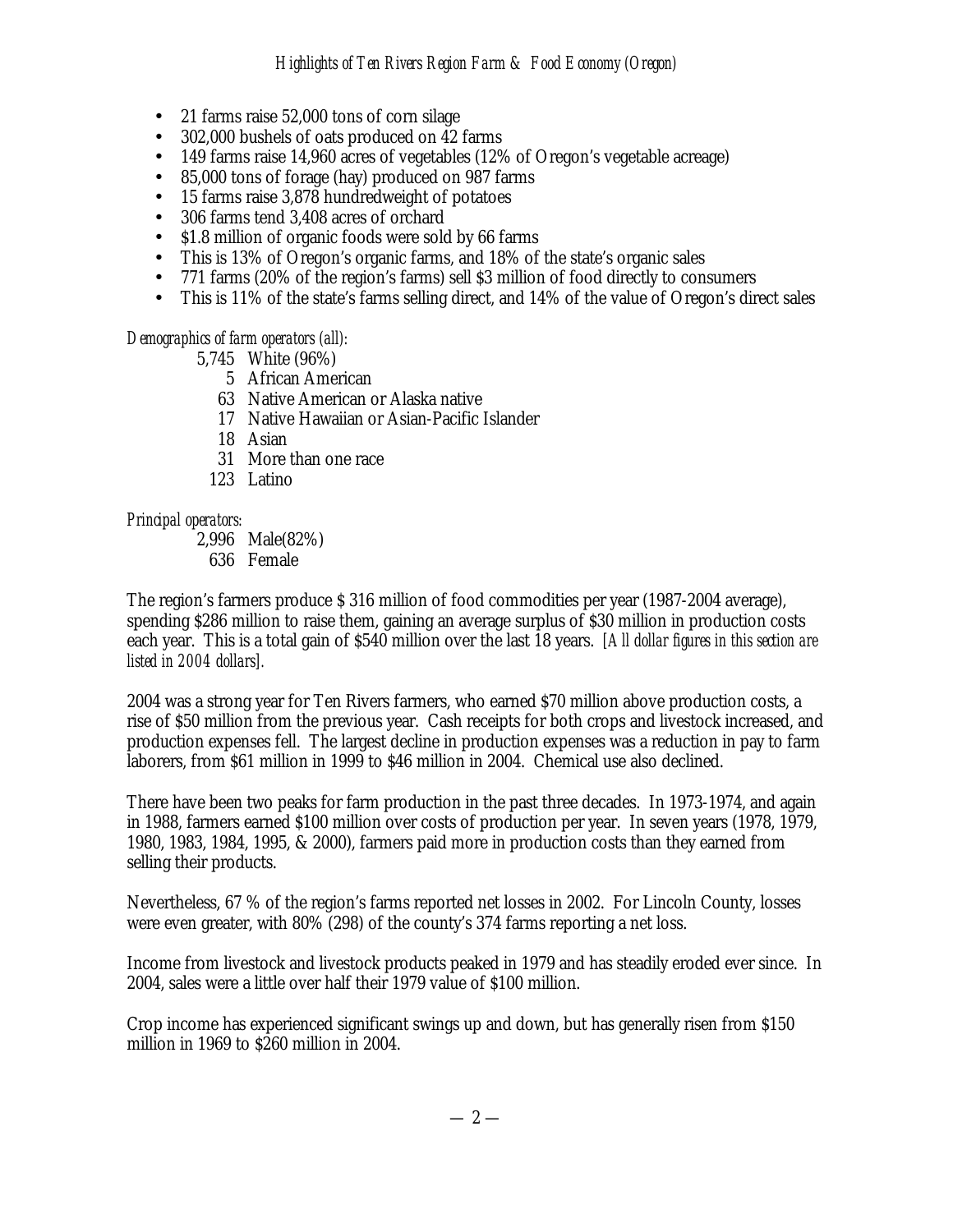- 21 farms raise 52,000 tons of corn silage
- 302,000 bushels of oats produced on 42 farms
- 149 farms raise 14,960 acres of vegetables (12% of Oregon's vegetable acreage)
- 85,000 tons of forage (hay) produced on 987 farms
- 15 farms raise 3,878 hundredweight of potatoes
- 306 farms tend 3,408 acres of orchard
- $1.8 million of organic foods were sold by 66 farms
- This is 13% of Oregon's organic farms, and 18% of the state's organic sales
- 771 farms (20% of the region's farms) sell $3 million of food directly to consumers
- This is 11% of the state's farms selling direct, and 14% of the value of Oregon's direct sales

*Demographics of farm operators (all):*

| | |
|---|---|
| 5,745 | White (96%) |
| 5 | African American |
| 63 | Native American or Alaska native |
| 17 | Native Hawaiian or Asian-Pacific Islander |
| 18 | Asian |
| 31 | More than one race |
| 123 | Latino |

*Principal operators:*

| | |
|---|---|
| 2,996 | Male(82%) |
| 636 | Female |

The region's farmers produce $ 316 million of food commodities per year (1987-2004 average), spending $286 million to raise them, gaining an average surplus of $30 million in production costs each year. This is a total gain of $540 million over the last 18 years. *[All dollar figures in this section are listed in 2004 dollars].*

2004 was a strong year for Ten Rivers farmers, who earned $70 million above production costs, a rise of $50 million from the previous year. Cash receipts for both crops and livestock increased, and production expenses fell. The largest decline in production expenses was a reduction in pay to farm laborers, from $61 million in 1999 to $46 million in 2004. Chemical use also declined.

There have been two peaks for farm production in the past three decades. In 1973-1974, and again in 1988, farmers earned $100 million over costs of production per year. In seven years (1978, 1979, 1980, 1983, 1984, 1995, & 2000), farmers paid more in production costs than they earned from selling their products.

Nevertheless, 67 % of the region's farms reported net losses in 2002. For Lincoln County, losses were even greater, with 80% (298) of the county's 374 farms reporting a net loss.

Income from livestock and livestock products peaked in 1979 and has steadily eroded ever since. In 2004, sales were a little over half their 1979 value of $100 million.

Crop income has experienced significant swings up and down, but has generally risen from $150 million in 1969 to $260 million in 2004.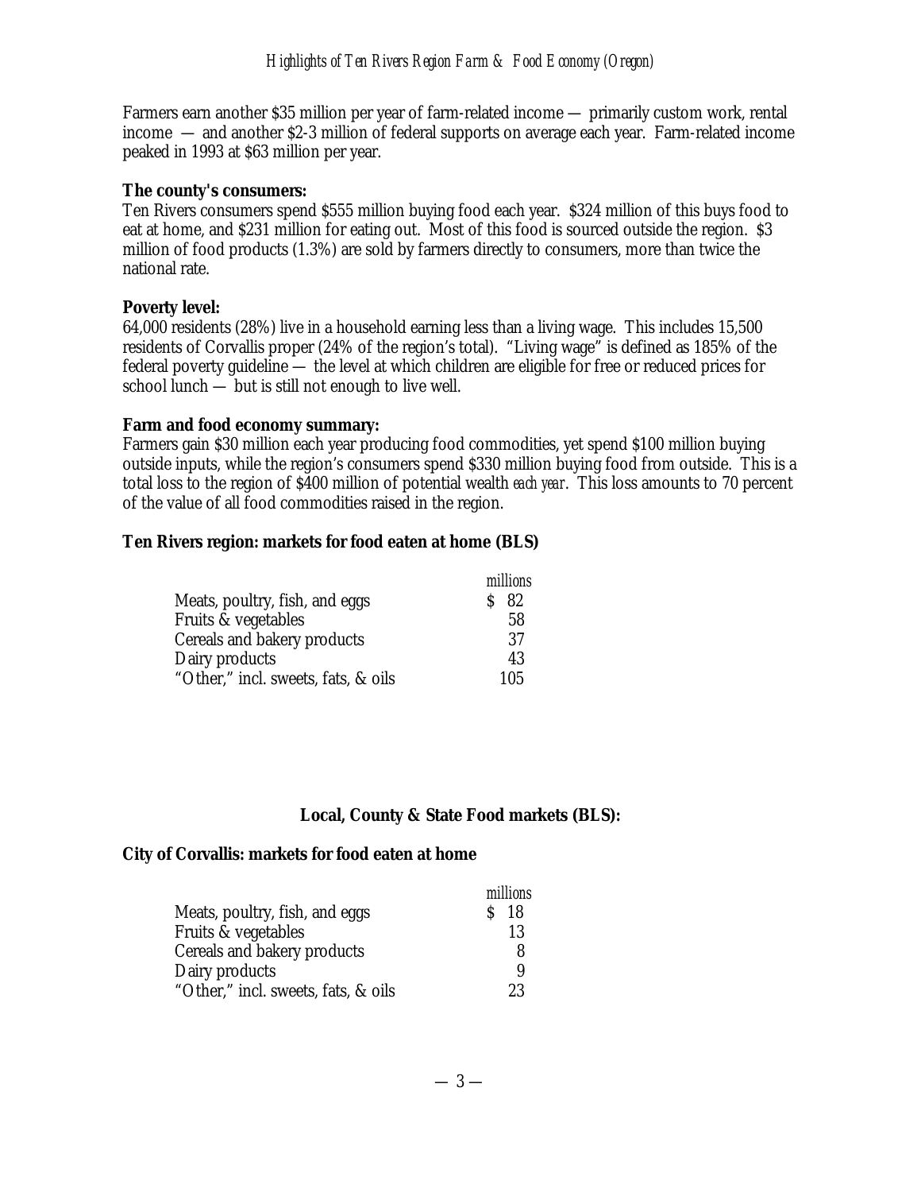Farmers earn another $35 million per year of farm-related income — primarily custom work, rental income — and another $2-3 million of federal supports on average each year. Farm-related income peaked in 1993 at $63 million per year.

**The county's consumers:**
Ten Rivers consumers spend $555 million buying food each year. $324 million of this buys food to eat at home, and $231 million for eating out. Most of this food is sourced outside the region. $3 million of food products (1.3%) are sold by farmers directly to consumers, more than twice the national rate.

**Poverty level:**
64,000 residents (28%) live in a household earning less than a living wage. This includes 15,500 residents of Corvallis proper (24% of the region's total). "Living wage" is defined as 185% of the federal poverty guideline — the level at which children are eligible for free or reduced prices for school lunch — but is still not enough to live well.

**Farm and food economy summary:**
Farmers gain $30 million each year producing food commodities, yet spend $100 million buying outside inputs, while the region's consumers spend $330 million buying food from outside. This is a total loss to the region of $400 million of potential wealth *each year*. This loss amounts to 70 percent of the value of all food commodities raised in the region.

**Ten Rivers region: markets for food eaten at home (BLS)**

| | *millions* |
|---|---|
| Meats, poultry, fish, and eggs | $ 82 |
| Fruits & vegetables | 58 |
| Cereals and bakery products | 37 |
| Dairy products | 43 |
| "Other," incl. sweets, fats, & oils | 105 |

## Local, County & State Food markets (BLS):

**City of Corvallis: markets for food eaten at home**

| | *millions* |
|---|---|
| Meats, poultry, fish, and eggs | $ 18 |
| Fruits & vegetables | 13 |
| Cereals and bakery products | 8 |
| Dairy products | 9 |
| "Other," incl. sweets, fats, & oils | 23 |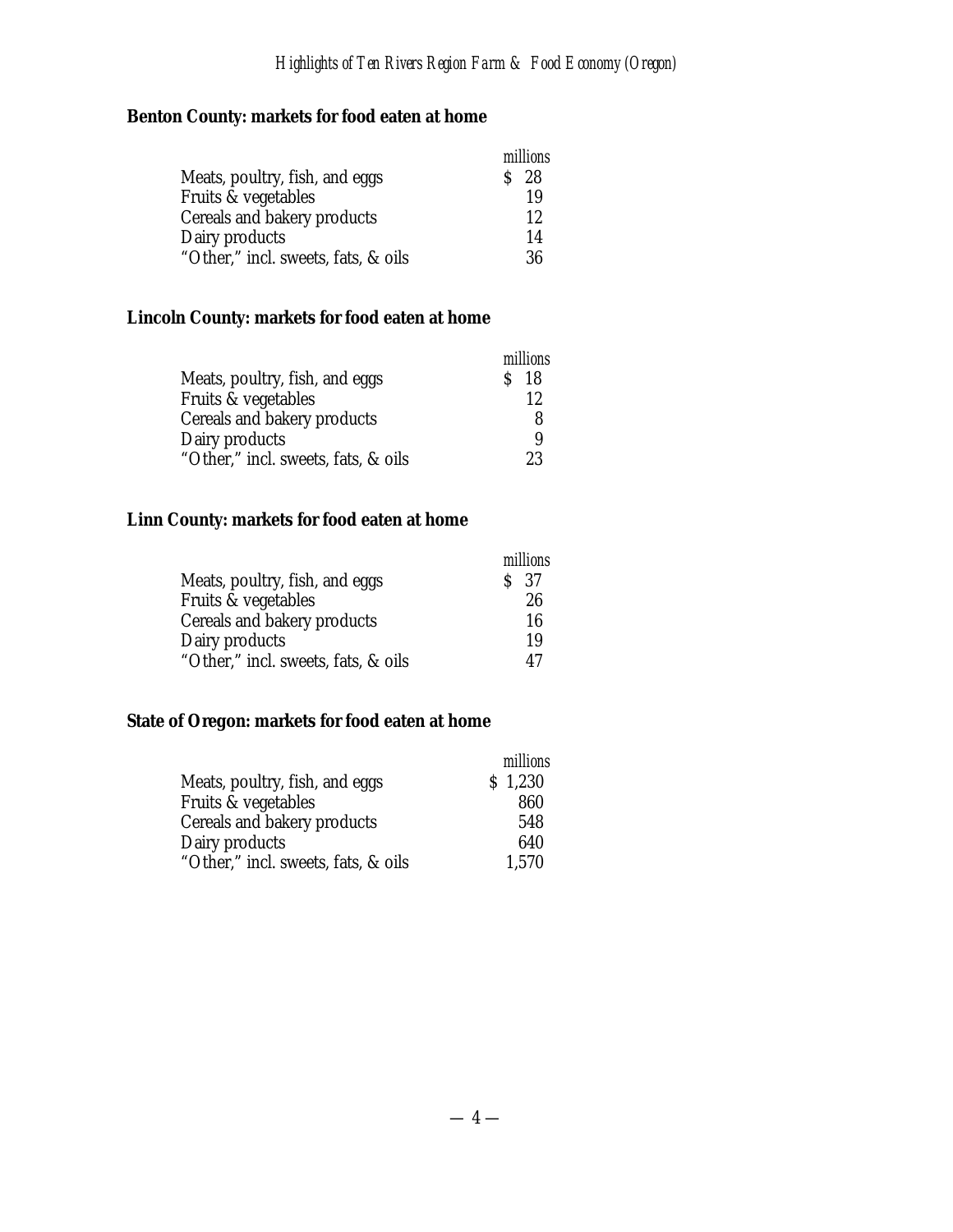**Benton County: markets for food eaten at home**

| | millions |
|---|---|
| Meats, poultry, fish, and eggs | $ 28 |
| Fruits & vegetables | 19 |
| Cereals and bakery products | 12 |
| Dairy products | 14 |
| "Other," incl. sweets, fats, & oils | 36 |

**Lincoln County: markets for food eaten at home**

| | millions |
|---|---|
| Meats, poultry, fish, and eggs | $ 18 |
| Fruits & vegetables | 12 |
| Cereals and bakery products | 8 |
| Dairy products | 9 |
| "Other," incl. sweets, fats, & oils | 23 |

**Linn County: markets for food eaten at home**

| | millions |
|---|---|
| Meats, poultry, fish, and eggs | $ 37 |
| Fruits & vegetables | 26 |
| Cereals and bakery products | 16 |
| Dairy products | 19 |
| "Other," incl. sweets, fats, & oils | 47 |

**State of Oregon: markets for food eaten at home**

| | millions |
|---|---|
| Meats, poultry, fish, and eggs | $ 1,230 |
| Fruits & vegetables | 860 |
| Cereals and bakery products | 548 |
| Dairy products | 640 |
| "Other," incl. sweets, fats, & oils | 1,570 |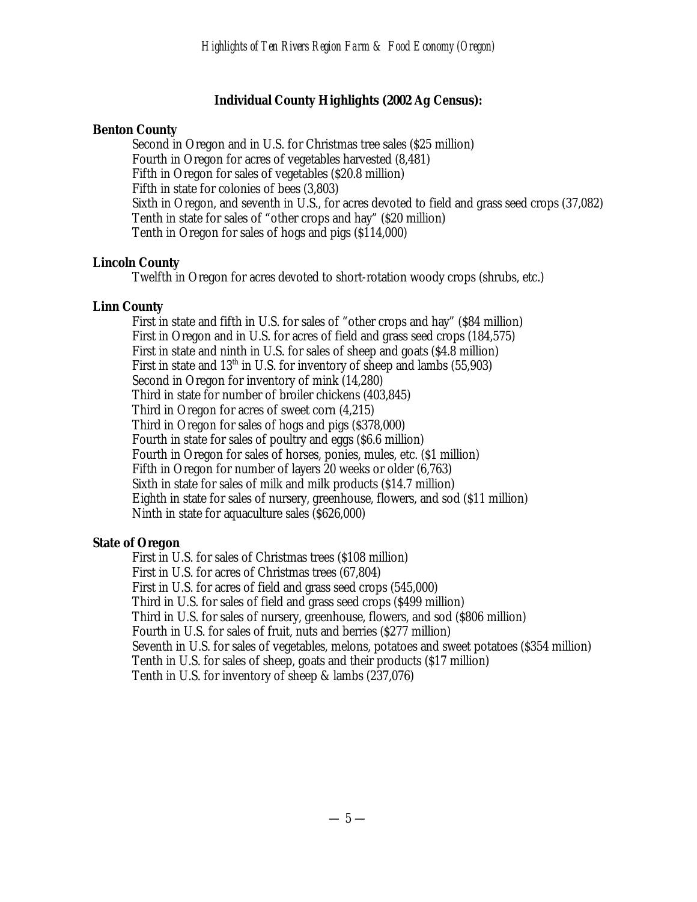## Individual County Highlights (2002 Ag Census):

**Benton County**

Second in Oregon and in U.S. for Christmas tree sales ($25 million)
Fourth in Oregon for acres of vegetables harvested (8,481)
Fifth in Oregon for sales of vegetables ($20.8 million)
Fifth in state for colonies of bees (3,803)
Sixth in Oregon, and seventh in U.S., for acres devoted to field and grass seed crops (37,082)
Tenth in state for sales of “other crops and hay” ($20 million)
Tenth in Oregon for sales of hogs and pigs ($114,000)

**Lincoln County**

Twelfth in Oregon for acres devoted to short-rotation woody crops (shrubs, etc.)

**Linn County**

First in state and fifth in U.S. for sales of “other crops and hay” ($84 million)
First in Oregon and in U.S. for acres of field and grass seed crops (184,575)
First in state and ninth in U.S. for sales of sheep and goats ($4.8 million)
First in state and 13th in U.S. for inventory of sheep and lambs (55,903)
Second in Oregon for inventory of mink (14,280)
Third in state for number of broiler chickens (403,845)
Third in Oregon for acres of sweet corn (4,215)
Third in Oregon for sales of hogs and pigs ($378,000)
Fourth in state for sales of poultry and eggs ($6.6 million)
Fourth in Oregon for sales of horses, ponies, mules, etc. ($1 million)
Fifth in Oregon for number of layers 20 weeks or older (6,763)
Sixth in state for sales of milk and milk products ($14.7 million)
Eighth in state for sales of nursery, greenhouse, flowers, and sod ($11 million)
Ninth in state for aquaculture sales ($626,000)

**State of Oregon**

First in U.S. for sales of Christmas trees ($108 million)
First in U.S. for acres of Christmas trees (67,804)
First in U.S. for acres of field and grass seed crops (545,000)
Third in U.S. for sales of field and grass seed crops ($499 million)
Third in U.S. for sales of nursery, greenhouse, flowers, and sod ($806 million)
Fourth in U.S. for sales of fruit, nuts and berries ($277 million)
Seventh in U.S. for sales of vegetables, melons, potatoes and sweet potatoes ($354 million)
Tenth in U.S. for sales of sheep, goats and their products ($17 million)
Tenth in U.S. for inventory of sheep & lambs (237,076)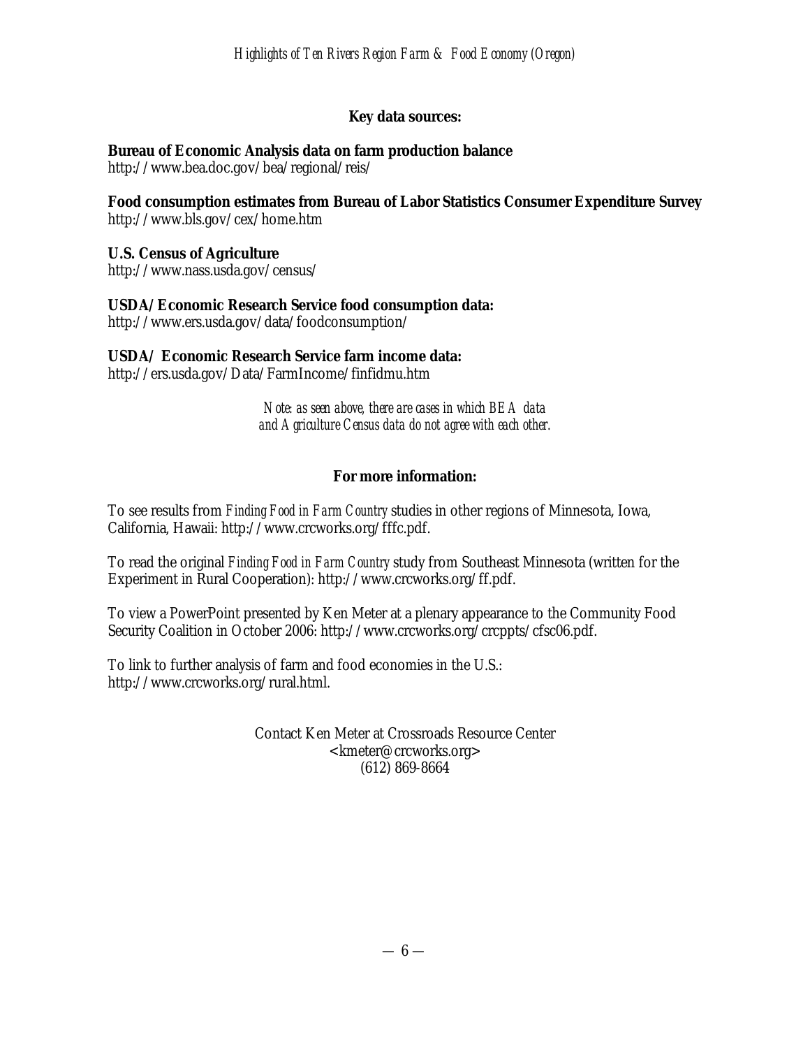### Key data sources:

**Bureau of Economic Analysis data on farm production balance**
http://www.bea.doc.gov/bea/regional/reis/

**Food consumption estimates from Bureau of Labor Statistics Consumer Expenditure Survey**
http://www.bls.gov/cex/home.htm

**U.S. Census of Agriculture**
http://www.nass.usda.gov/census/

**USDA/Economic Research Service food consumption data:**
http://www.ers.usda.gov/data/foodconsumption/

**USDA/ Economic Research Service farm income data:**
http://ers.usda.gov/Data/FarmIncome/finfidmu.htm

*Note: as seen above, there are cases in which BEA data and Agriculture Census data do not agree with each other.*

### For more information:

To see results from *Finding Food in Farm Country* studies in other regions of Minnesota, Iowa, California, Hawaii: http://www.crcworks.org/fffc.pdf.

To read the original *Finding Food in Farm Country* study from Southeast Minnesota (written for the Experiment in Rural Cooperation): http://www.crcworks.org/ff.pdf.

To view a PowerPoint presented by Ken Meter at a plenary appearance to the Community Food Security Coalition in October 2006: http://www.crcworks.org/crcppts/cfsc06.pdf.

To link to further analysis of farm and food economies in the U.S.: http://www.crcworks.org/rural.html.

Contact Ken Meter at Crossroads Resource Center
<kmeter@crcworks.org>
(612) 869-8664